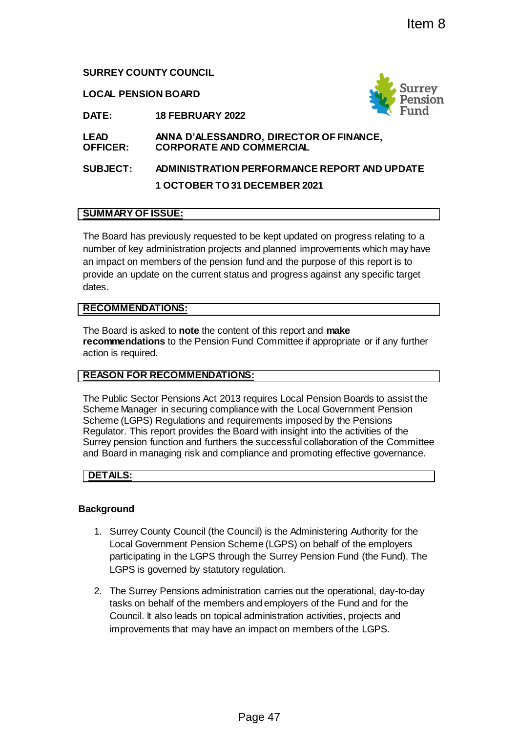Item 8

**SURREY COUNTY COUNCIL**

**LOCAL PENSION BOARD**

**DATE:** **18 FEBRUARY 2022**

**LEAD OFFICER:** **ANNA D'ALESSANDRO, DIRECTOR OF FINANCE, CORPORATE AND COMMERCIAL**

**SUBJECT:** **ADMINISTRATION PERFORMANCE REPORT AND UPDATE 1 OCTOBER TO 31 DECEMBER 2021**

## SUMMARY OF ISSUE:

The Board has previously requested to be kept updated on progress relating to a number of key administration projects and planned improvements which may have an impact on members of the pension fund and the purpose of this report is to provide an update on the current status and progress against any specific target dates.

## RECOMMENDATIONS:

The Board is asked to **note** the content of this report and **make recommendations** to the Pension Fund Committee if appropriate or if any further action is required.

## REASON FOR RECOMMENDATIONS:

The Public Sector Pensions Act 2013 requires Local Pension Boards to assist the Scheme Manager in securing compliance with the Local Government Pension Scheme (LGPS) Regulations and requirements imposed by the Pensions Regulator. This report provides the Board with insight into the activities of the Surrey pension function and furthers the successful collaboration of the Committee and Board in managing risk and compliance and promoting effective governance.

## DETAILS:

### Background

1. Surrey County Council (the Council) is the Administering Authority for the Local Government Pension Scheme (LGPS) on behalf of the employers participating in the LGPS through the Surrey Pension Fund (the Fund). The LGPS is governed by statutory regulation.

2. The Surrey Pensions administration carries out the operational, day-to-day tasks on behalf of the members and employers of the Fund and for the Council. It also leads on topical administration activities, projects and improvements that may have an impact on members of the LGPS.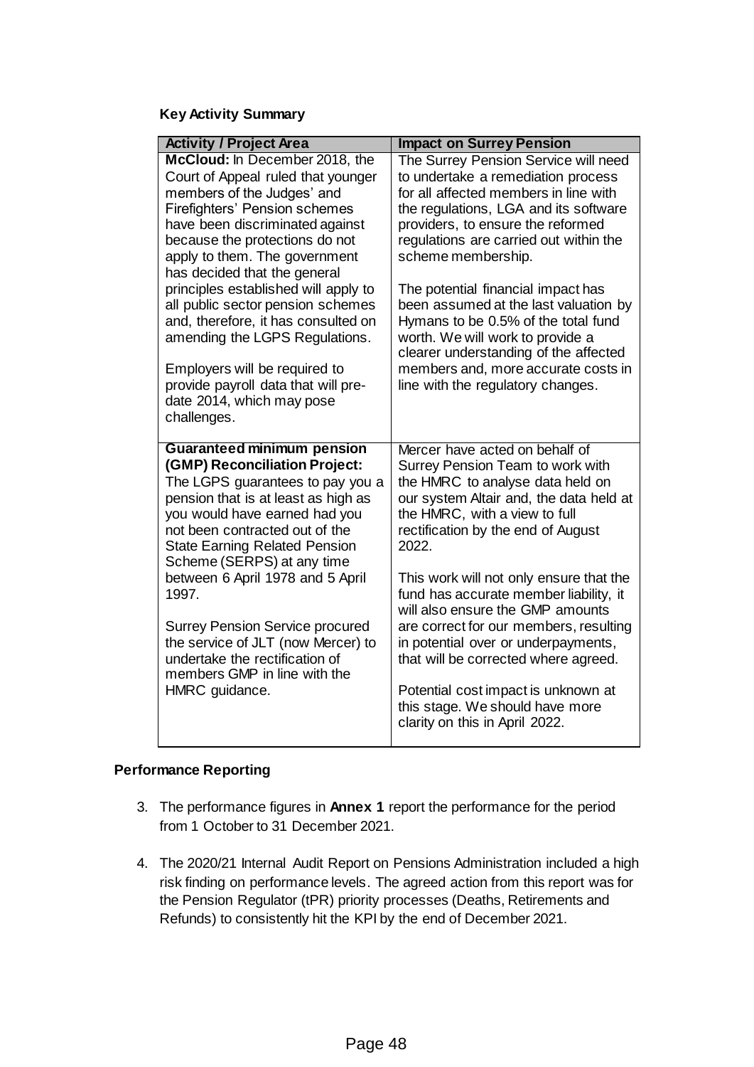**Key Activity Summary**

| Activity / Project Area | Impact on Surrey Pension |
|---|---|
| **McCloud:** In December 2018, the Court of Appeal ruled that younger members of the Judges' and Firefighters' Pension schemes have been discriminated against because the protections do not apply to them. The government has decided that the general principles established will apply to all public sector pension schemes and, therefore, it has consulted on amending the LGPS Regulations.<br><br>Employers will be required to provide payroll data that will pre-date 2014, which may pose challenges. | The Surrey Pension Service will need to undertake a remediation process for all affected members in line with the regulations, LGA and its software providers, to ensure the reformed regulations are carried out within the scheme membership.<br><br>The potential financial impact has been assumed at the last valuation by Hymans to be 0.5% of the total fund worth. We will work to provide a clearer understanding of the affected members and, more accurate costs in line with the regulatory changes. |
| **Guaranteed minimum pension (GMP) Reconciliation Project:** The LGPS guarantees to pay you a pension that is at least as high as you would have earned had you not been contracted out of the State Earning Related Pension Scheme (SERPS) at any time between 6 April 1978 and 5 April 1997.<br><br>Surrey Pension Service procured the service of JLT (now Mercer) to undertake the rectification of members GMP in line with the HMRC guidance. | Mercer have acted on behalf of Surrey Pension Team to work with the HMRC to analyse data held on our system Altair and, the data held at the HMRC, with a view to full rectification by the end of August 2022.<br><br>This work will not only ensure that the fund has accurate member liability, it will also ensure the GMP amounts are correct for our members, resulting in potential over or underpayments, that will be corrected where agreed.<br><br>Potential cost impact is unknown at this stage. We should have more clarity on this in April 2022. |

**Performance Reporting**

3. The performance figures in **Annex 1** report the performance for the period from 1 October to 31 December 2021.

4. The 2020/21 Internal Audit Report on Pensions Administration included a high risk finding on performance levels. The agreed action from this report was for the Pension Regulator (tPR) priority processes (Deaths, Retirements and Refunds) to consistently hit the KPI by the end of December 2021.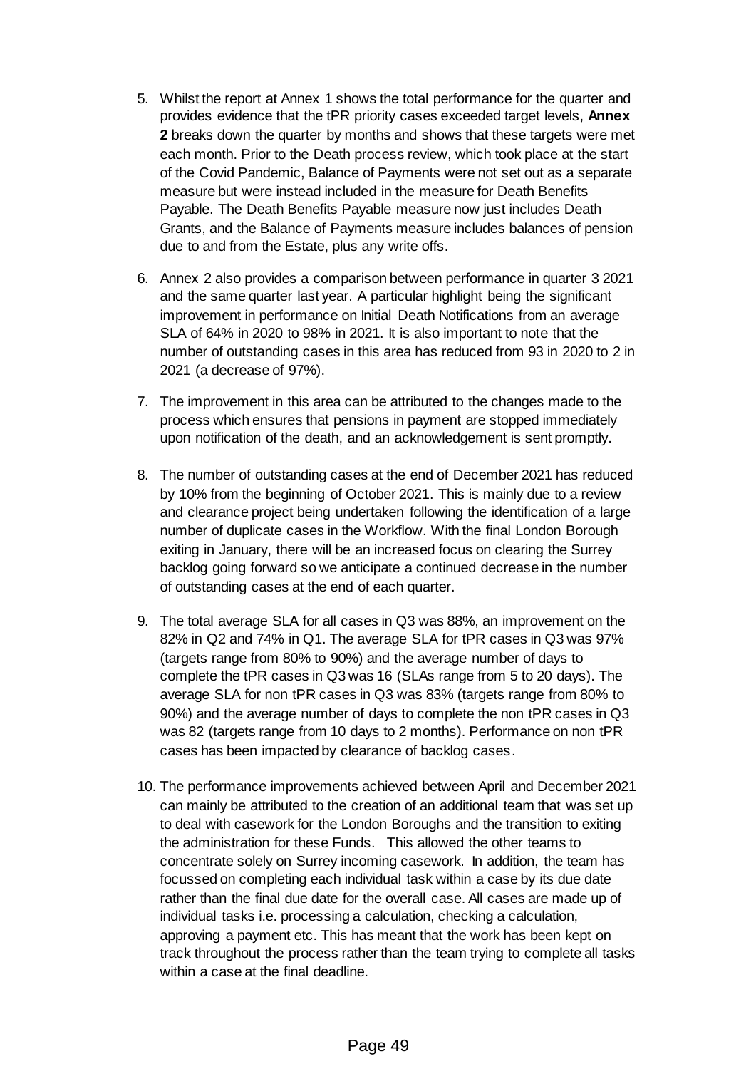5. Whilst the report at Annex 1 shows the total performance for the quarter and provides evidence that the tPR priority cases exceeded target levels, **Annex 2** breaks down the quarter by months and shows that these targets were met each month. Prior to the Death process review, which took place at the start of the Covid Pandemic, Balance of Payments were not set out as a separate measure but were instead included in the measure for Death Benefits Payable. The Death Benefits Payable measure now just includes Death Grants, and the Balance of Payments measure includes balances of pension due to and from the Estate, plus any write offs.

6. Annex 2 also provides a comparison between performance in quarter 3 2021 and the same quarter last year. A particular highlight being the significant improvement in performance on Initial Death Notifications from an average SLA of 64% in 2020 to 98% in 2021. It is also important to note that the number of outstanding cases in this area has reduced from 93 in 2020 to 2 in 2021 (a decrease of 97%).

7. The improvement in this area can be attributed to the changes made to the process which ensures that pensions in payment are stopped immediately upon notification of the death, and an acknowledgement is sent promptly.

8. The number of outstanding cases at the end of December 2021 has reduced by 10% from the beginning of October 2021. This is mainly due to a review and clearance project being undertaken following the identification of a large number of duplicate cases in the Workflow. With the final London Borough exiting in January, there will be an increased focus on clearing the Surrey backlog going forward so we anticipate a continued decrease in the number of outstanding cases at the end of each quarter.

9. The total average SLA for all cases in Q3 was 88%, an improvement on the 82% in Q2 and 74% in Q1. The average SLA for tPR cases in Q3 was 97% (targets range from 80% to 90%) and the average number of days to complete the tPR cases in Q3 was 16 (SLAs range from 5 to 20 days). The average SLA for non tPR cases in Q3 was 83% (targets range from 80% to 90%) and the average number of days to complete the non tPR cases in Q3 was 82 (targets range from 10 days to 2 months). Performance on non tPR cases has been impacted by clearance of backlog cases.

10. The performance improvements achieved between April and December 2021 can mainly be attributed to the creation of an additional team that was set up to deal with casework for the London Boroughs and the transition to exiting the administration for these Funds. This allowed the other teams to concentrate solely on Surrey incoming casework. In addition, the team has focussed on completing each individual task within a case by its due date rather than the final due date for the overall case. All cases are made up of individual tasks i.e. processing a calculation, checking a calculation, approving a payment etc. This has meant that the work has been kept on track throughout the process rather than the team trying to complete all tasks within a case at the final deadline.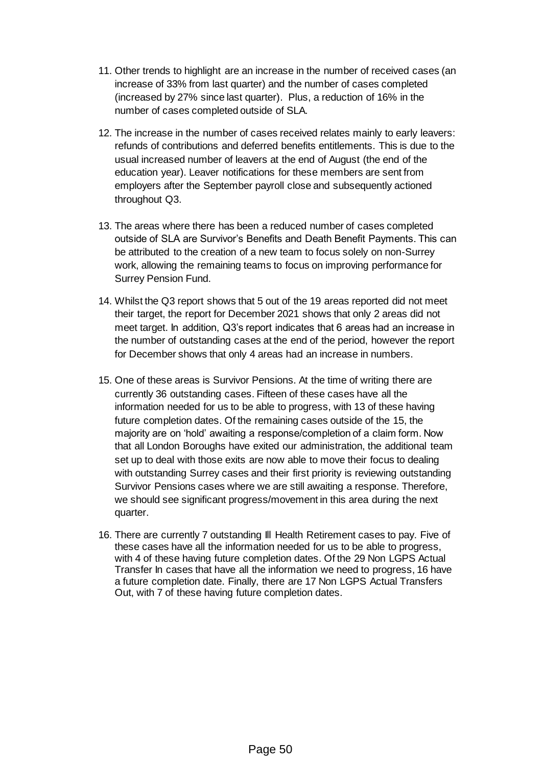11. Other trends to highlight are an increase in the number of received cases (an increase of 33% from last quarter) and the number of cases completed (increased by 27% since last quarter). Plus, a reduction of 16% in the number of cases completed outside of SLA.

12. The increase in the number of cases received relates mainly to early leavers: refunds of contributions and deferred benefits entitlements. This is due to the usual increased number of leavers at the end of August (the end of the education year). Leaver notifications for these members are sent from employers after the September payroll close and subsequently actioned throughout Q3.

13. The areas where there has been a reduced number of cases completed outside of SLA are Survivor's Benefits and Death Benefit Payments. This can be attributed to the creation of a new team to focus solely on non-Surrey work, allowing the remaining teams to focus on improving performance for Surrey Pension Fund.

14. Whilst the Q3 report shows that 5 out of the 19 areas reported did not meet their target, the report for December 2021 shows that only 2 areas did not meet target. In addition, Q3's report indicates that 6 areas had an increase in the number of outstanding cases at the end of the period, however the report for December shows that only 4 areas had an increase in numbers.

15. One of these areas is Survivor Pensions. At the time of writing there are currently 36 outstanding cases. Fifteen of these cases have all the information needed for us to be able to progress, with 13 of these having future completion dates. Of the remaining cases outside of the 15, the majority are on 'hold' awaiting a response/completion of a claim form. Now that all London Boroughs have exited our administration, the additional team set up to deal with those exits are now able to move their focus to dealing with outstanding Surrey cases and their first priority is reviewing outstanding Survivor Pensions cases where we are still awaiting a response. Therefore, we should see significant progress/movement in this area during the next quarter.

16. There are currently 7 outstanding Ill Health Retirement cases to pay. Five of these cases have all the information needed for us to be able to progress, with 4 of these having future completion dates. Of the 29 Non LGPS Actual Transfer In cases that have all the information we need to progress, 16 have a future completion date. Finally, there are 17 Non LGPS Actual Transfers Out, with 7 of these having future completion dates.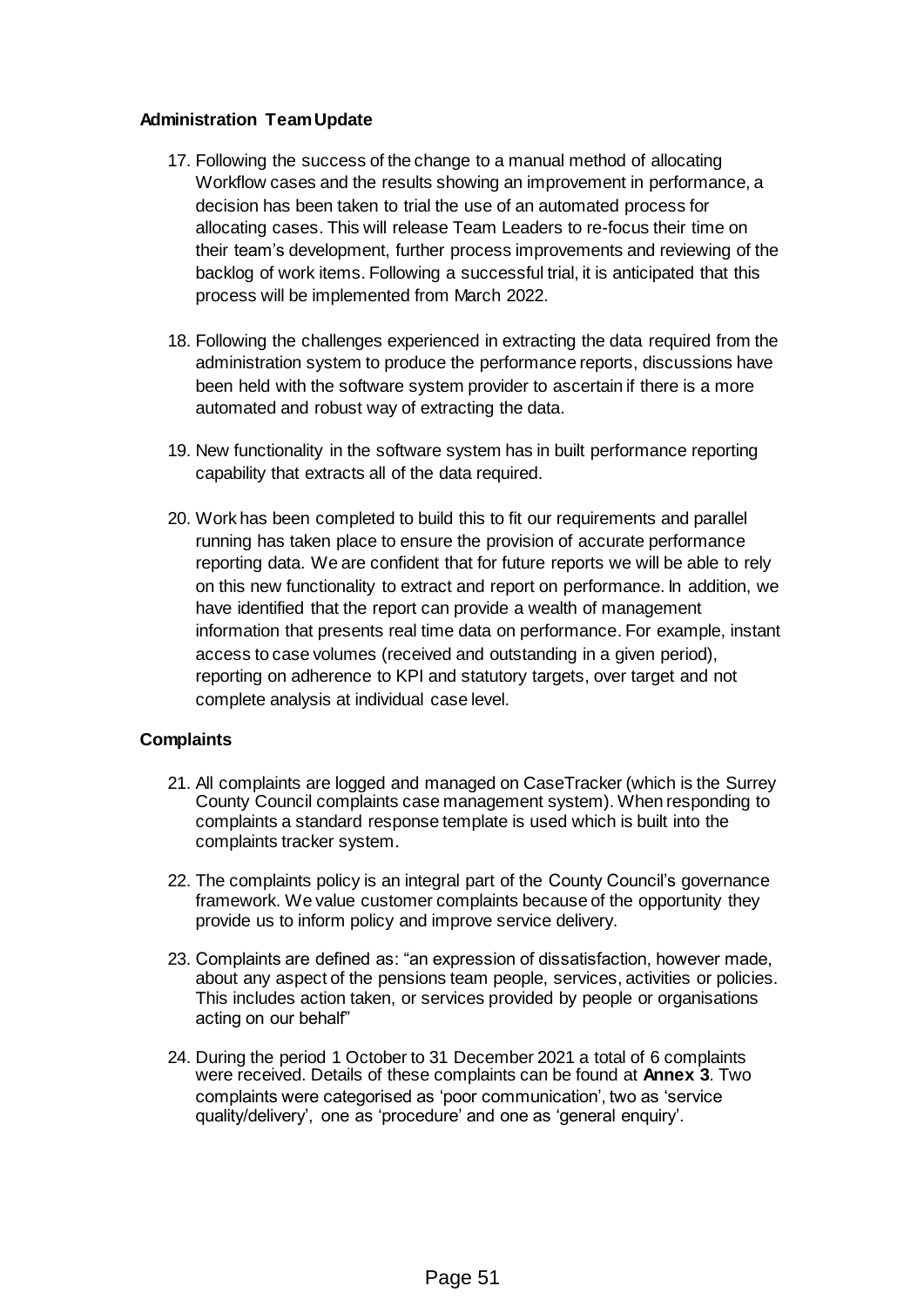**Administration Team Update**

17. Following the success of the change to a manual method of allocating Workflow cases and the results showing an improvement in performance, a decision has been taken to trial the use of an automated process for allocating cases. This will release Team Leaders to re-focus their time on their team's development, further process improvements and reviewing of the backlog of work items. Following a successful trial, it is anticipated that this process will be implemented from March 2022.

18. Following the challenges experienced in extracting the data required from the administration system to produce the performance reports, discussions have been held with the software system provider to ascertain if there is a more automated and robust way of extracting the data.

19. New functionality in the software system has in built performance reporting capability that extracts all of the data required.

20. Work has been completed to build this to fit our requirements and parallel running has taken place to ensure the provision of accurate performance reporting data. We are confident that for future reports we will be able to rely on this new functionality to extract and report on performance. In addition, we have identified that the report can provide a wealth of management information that presents real time data on performance. For example, instant access to case volumes (received and outstanding in a given period), reporting on adherence to KPI and statutory targets, over target and not complete analysis at individual case level.

**Complaints**

21. All complaints are logged and managed on CaseTracker (which is the Surrey County Council complaints case management system). When responding to complaints a standard response template is used which is built into the complaints tracker system.

22. The complaints policy is an integral part of the County Council's governance framework. We value customer complaints because of the opportunity they provide us to inform policy and improve service delivery.

23. Complaints are defined as: "an expression of dissatisfaction, however made, about any aspect of the pensions team people, services, activities or policies. This includes action taken, or services provided by people or organisations acting on our behalf"

24. During the period 1 October to 31 December 2021 a total of 6 complaints were received. Details of these complaints can be found at **Annex 3**. Two complaints were categorised as 'poor communication', two as 'service quality/delivery', one as 'procedure' and one as 'general enquiry'.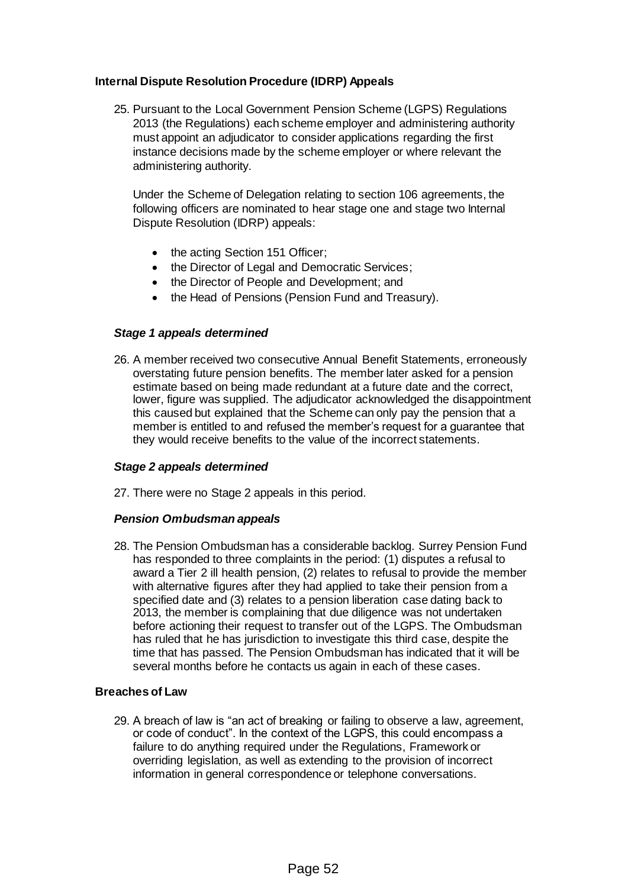## Internal Dispute Resolution Procedure (IDRP) Appeals

25. Pursuant to the Local Government Pension Scheme (LGPS) Regulations 2013 (the Regulations) each scheme employer and administering authority must appoint an adjudicator to consider applications regarding the first instance decisions made by the scheme employer or where relevant the administering authority.

    Under the Scheme of Delegation relating to section 106 agreements, the following officers are nominated to hear stage one and stage two Internal Dispute Resolution (IDRP) appeals:

    - the acting Section 151 Officer;
    - the Director of Legal and Democratic Services;
    - the Director of People and Development; and
    - the Head of Pensions (Pension Fund and Treasury).

### *Stage 1 appeals determined*

26. A member received two consecutive Annual Benefit Statements, erroneously overstating future pension benefits. The member later asked for a pension estimate based on being made redundant at a future date and the correct, lower, figure was supplied. The adjudicator acknowledged the disappointment this caused but explained that the Scheme can only pay the pension that a member is entitled to and refused the member's request for a guarantee that they would receive benefits to the value of the incorrect statements.

### *Stage 2 appeals determined*

27. There were no Stage 2 appeals in this period.

### *Pension Ombudsman appeals*

28. The Pension Ombudsman has a considerable backlog. Surrey Pension Fund has responded to three complaints in the period: (1) disputes a refusal to award a Tier 2 ill health pension, (2) relates to refusal to provide the member with alternative figures after they had applied to take their pension from a specified date and (3) relates to a pension liberation case dating back to 2013, the member is complaining that due diligence was not undertaken before actioning their request to transfer out of the LGPS. The Ombudsman has ruled that he has jurisdiction to investigate this third case, despite the time that has passed. The Pension Ombudsman has indicated that it will be several months before he contacts us again in each of these cases.

## Breaches of Law

29. A breach of law is "an act of breaking or failing to observe a law, agreement, or code of conduct". In the context of the LGPS, this could encompass a failure to do anything required under the Regulations, Framework or overriding legislation, as well as extending to the provision of incorrect information in general correspondence or telephone conversations.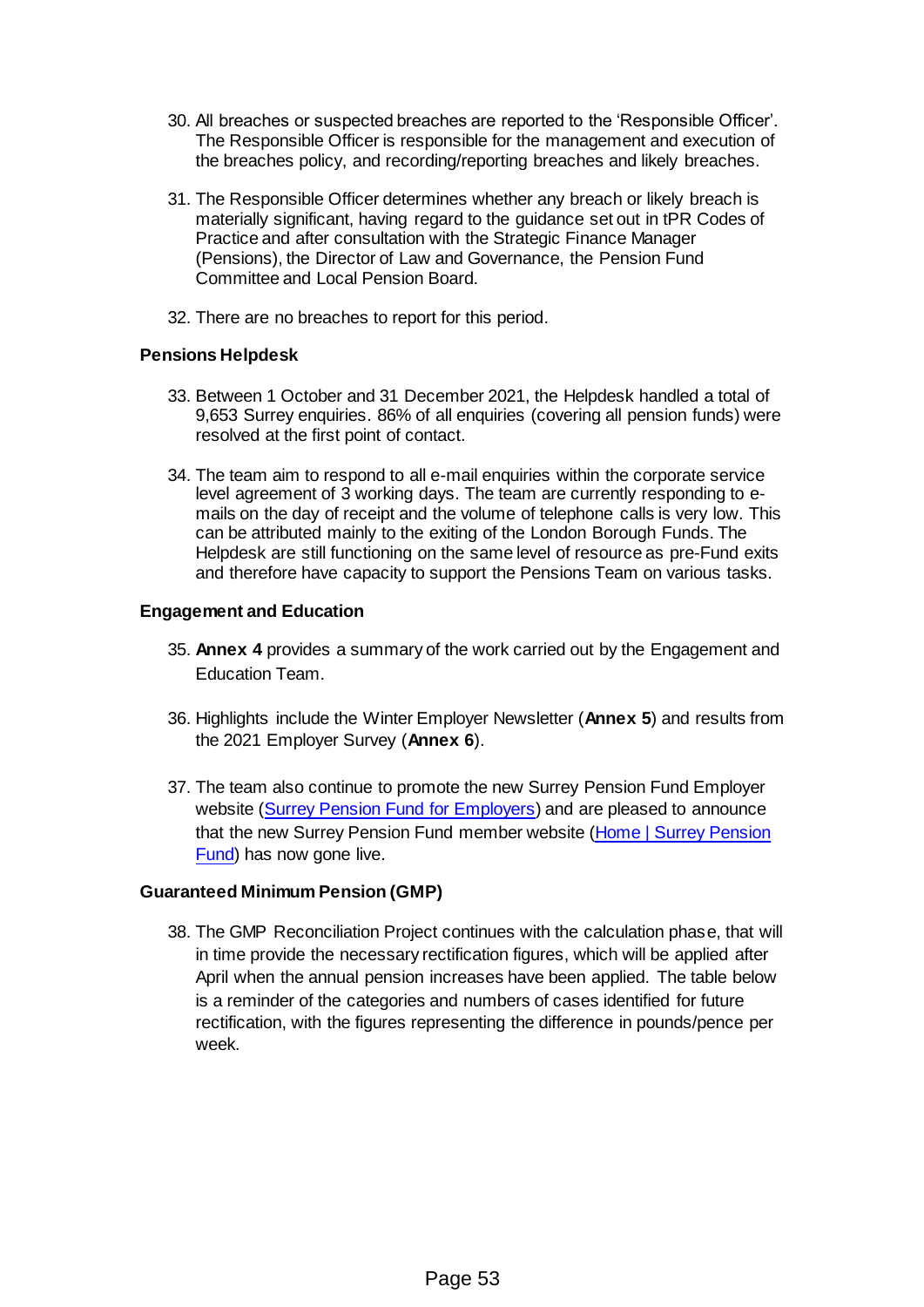30. All breaches or suspected breaches are reported to the 'Responsible Officer'. The Responsible Officer is responsible for the management and execution of the breaches policy, and recording/reporting breaches and likely breaches.

31. The Responsible Officer determines whether any breach or likely breach is materially significant, having regard to the guidance set out in tPR Codes of Practice and after consultation with the Strategic Finance Manager (Pensions), the Director of Law and Governance, the Pension Fund Committee and Local Pension Board.

32. There are no breaches to report for this period.

**Pensions Helpdesk**

33. Between 1 October and 31 December 2021, the Helpdesk handled a total of 9,653 Surrey enquiries. 86% of all enquiries (covering all pension funds) were resolved at the first point of contact.

34. The team aim to respond to all e-mail enquiries within the corporate service level agreement of 3 working days. The team are currently responding to e-mails on the day of receipt and the volume of telephone calls is very low. This can be attributed mainly to the exiting of the London Borough Funds. The Helpdesk are still functioning on the same level of resource as pre-Fund exits and therefore have capacity to support the Pensions Team on various tasks.

**Engagement and Education**

35. **Annex 4** provides a summary of the work carried out by the Engagement and Education Team.

36. Highlights include the Winter Employer Newsletter (**Annex 5**) and results from the 2021 Employer Survey (**Annex 6**).

37. The team also continue to promote the new Surrey Pension Fund Employer website (Surrey Pension Fund for Employers) and are pleased to announce that the new Surrey Pension Fund member website (Home | Surrey Pension Fund) has now gone live.

**Guaranteed Minimum Pension (GMP)**

38. The GMP Reconciliation Project continues with the calculation phase, that will in time provide the necessary rectification figures, which will be applied after April when the annual pension increases have been applied. The table below is a reminder of the categories and numbers of cases identified for future rectification, with the figures representing the difference in pounds/pence per week.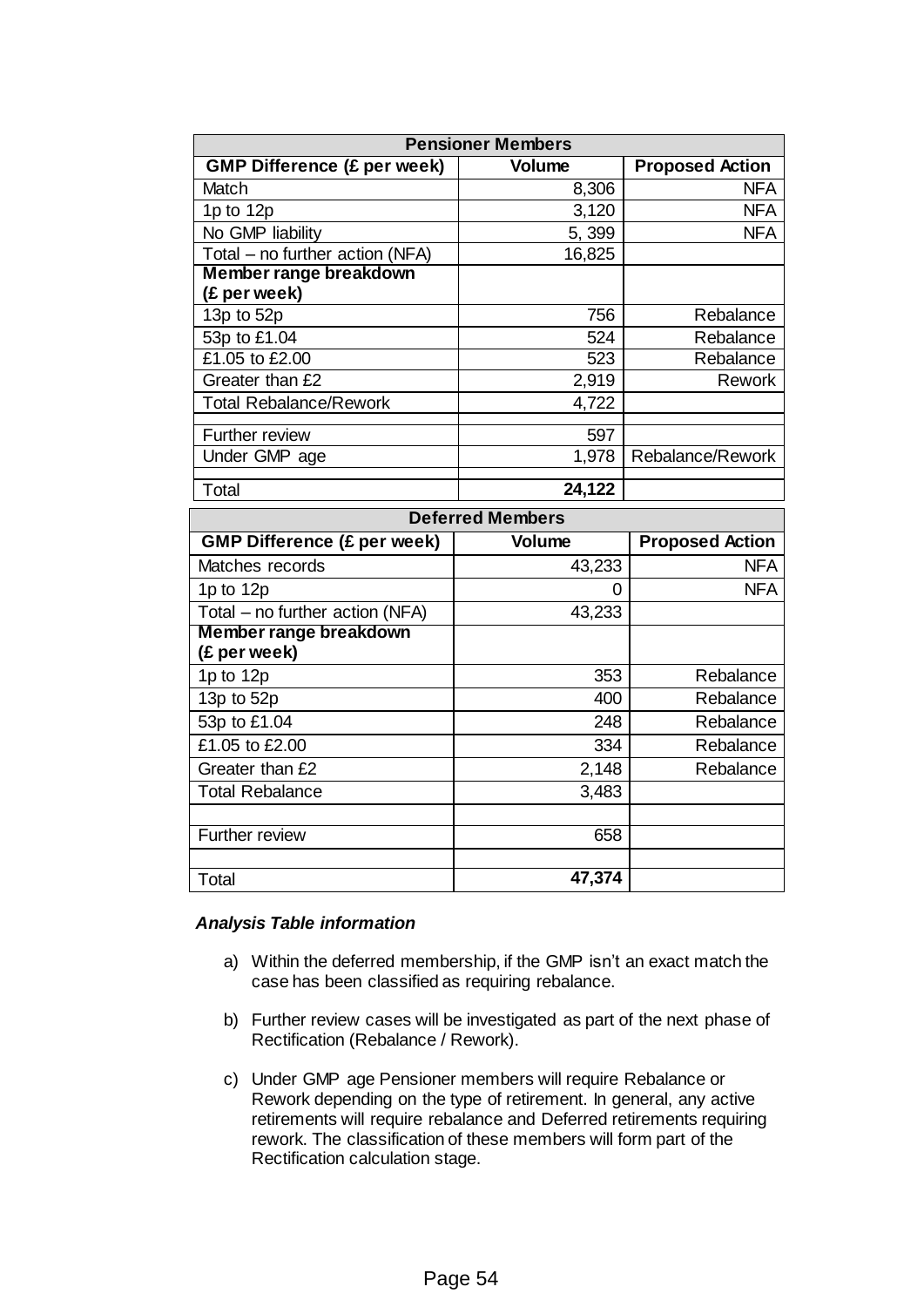| Pensioner Members | | |
|---|---|---|
| **GMP Difference (£ per week)** | **Volume** | **Proposed Action** |
| Match | 8,306 | NFA |
| 1p to 12p | 3,120 | NFA |
| No GMP liability | 5, 399 | NFA |
| Total – no further action (NFA) | 16,825 | |
| **Member range breakdown (£ per week)** | | |
| 13p to 52p | 756 | Rebalance |
| 53p to £1.04 | 524 | Rebalance |
| £1.05 to £2.00 | 523 | Rebalance |
| Greater than £2 | 2,919 | Rework |
| Total Rebalance/Rework | 4,722 | |
| | | |
| Further review | 597 | |
| Under GMP age | 1,978 | Rebalance/Rework |
| | | |
| Total | **24,122** | |

| Deferred Members | | |
|---|---|---|
| **GMP Difference (£ per week)** | **Volume** | **Proposed Action** |
| Matches records | 43,233 | NFA |
| 1p to 12p | 0 | NFA |
| Total – no further action (NFA) | 43,233 | |
| **Member range breakdown (£ per week)** | | |
| 1p to 12p | 353 | Rebalance |
| 13p to 52p | 400 | Rebalance |
| 53p to £1.04 | 248 | Rebalance |
| £1.05 to £2.00 | 334 | Rebalance |
| Greater than £2 | 2,148 | Rebalance |
| Total Rebalance | 3,483 | |
| | | |
| Further review | 658 | |
| | | |
| Total | **47,374** | |

***Analysis Table information***

a) Within the deferred membership, if the GMP isn't an exact match the case has been classified as requiring rebalance.

b) Further review cases will be investigated as part of the next phase of Rectification (Rebalance / Rework).

c) Under GMP age Pensioner members will require Rebalance or Rework depending on the type of retirement. In general, any active retirements will require rebalance and Deferred retirements requiring rework. The classification of these members will form part of the Rectification calculation stage.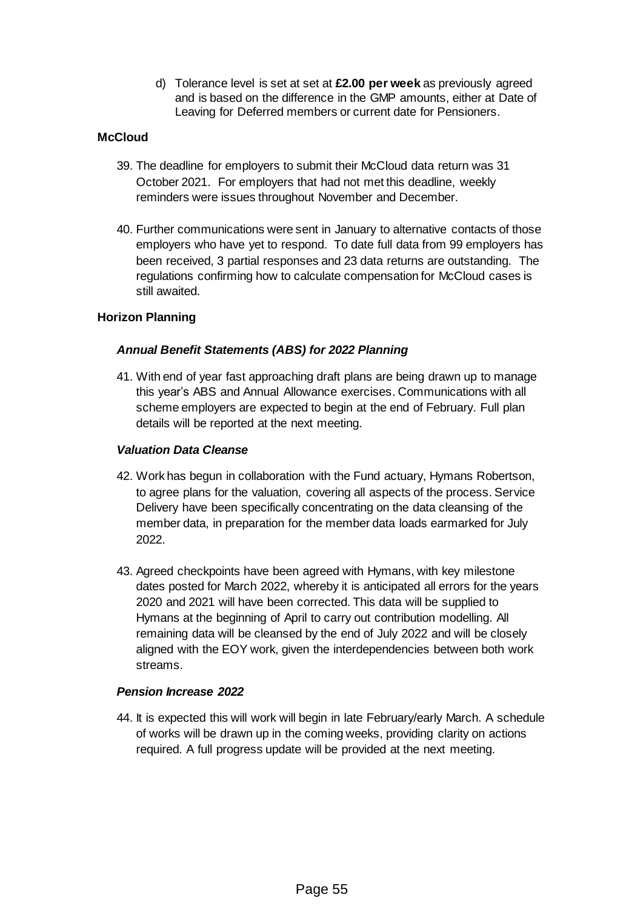d) Tolerance level is set at set at **£2.00 per week** as previously agreed and is based on the difference in the GMP amounts, either at Date of Leaving for Deferred members or current date for Pensioners.

## McCloud

39. The deadline for employers to submit their McCloud data return was 31 October 2021. For employers that had not met this deadline, weekly reminders were issues throughout November and December.

40. Further communications were sent in January to alternative contacts of those employers who have yet to respond. To date full data from 99 employers has been received, 3 partial responses and 23 data returns are outstanding. The regulations confirming how to calculate compensation for McCloud cases is still awaited.

## Horizon Planning

### *Annual Benefit Statements (ABS) for 2022 Planning*

41. With end of year fast approaching draft plans are being drawn up to manage this year's ABS and Annual Allowance exercises. Communications with all scheme employers are expected to begin at the end of February. Full plan details will be reported at the next meeting.

### *Valuation Data Cleanse*

42. Work has begun in collaboration with the Fund actuary, Hymans Robertson, to agree plans for the valuation, covering all aspects of the process. Service Delivery have been specifically concentrating on the data cleansing of the member data, in preparation for the member data loads earmarked for July 2022.

43. Agreed checkpoints have been agreed with Hymans, with key milestone dates posted for March 2022, whereby it is anticipated all errors for the years 2020 and 2021 will have been corrected. This data will be supplied to Hymans at the beginning of April to carry out contribution modelling. All remaining data will be cleansed by the end of July 2022 and will be closely aligned with the EOY work, given the interdependencies between both work streams.

### *Pension Increase 2022*

44. It is expected this will work will begin in late February/early March. A schedule of works will be drawn up in the coming weeks, providing clarity on actions required. A full progress update will be provided at the next meeting.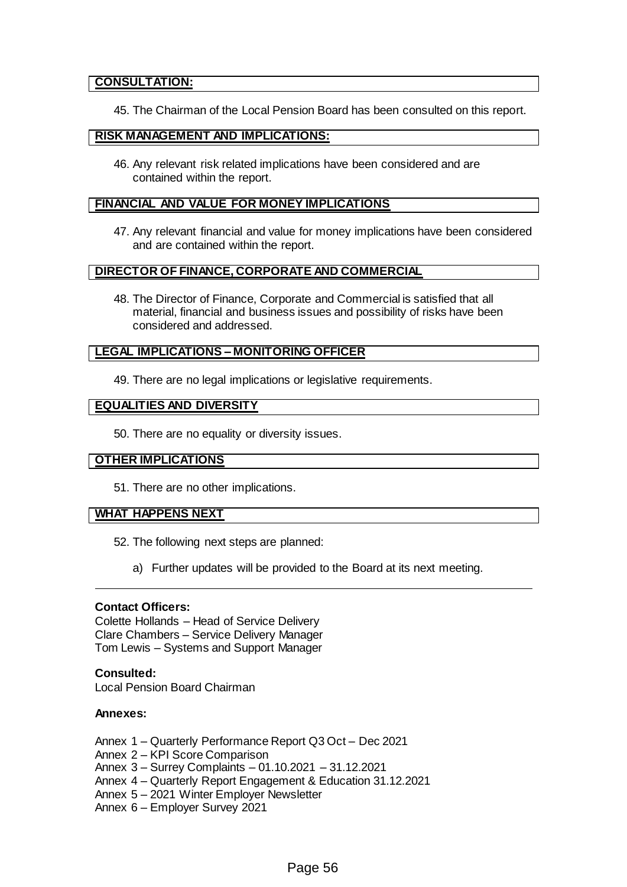## CONSULTATION:

45. The Chairman of the Local Pension Board has been consulted on this report.

## RISK MANAGEMENT AND IMPLICATIONS:

46. Any relevant risk related implications have been considered and are contained within the report.

## FINANCIAL AND VALUE FOR MONEY IMPLICATIONS

47. Any relevant financial and value for money implications have been considered and are contained within the report.

## DIRECTOR OF FINANCE, CORPORATE AND COMMERCIAL

48. The Director of Finance, Corporate and Commercial is satisfied that all material, financial and business issues and possibility of risks have been considered and addressed.

## LEGAL IMPLICATIONS – MONITORING OFFICER

49. There are no legal implications or legislative requirements.

## EQUALITIES AND DIVERSITY

50. There are no equality or diversity issues.

## OTHER IMPLICATIONS

51. There are no other implications.

## WHAT HAPPENS NEXT

52. The following next steps are planned:

    a) Further updates will be provided to the Board at its next meeting.

---

**Contact Officers:**
Colette Hollands – Head of Service Delivery
Clare Chambers – Service Delivery Manager
Tom Lewis – Systems and Support Manager

**Consulted:**
Local Pension Board Chairman

**Annexes:**

Annex 1 – Quarterly Performance Report Q3 Oct – Dec 2021
Annex 2 – KPI Score Comparison
Annex 3 – Surrey Complaints – 01.10.2021 – 31.12.2021
Annex 4 – Quarterly Report Engagement & Education 31.12.2021
Annex 5 – 2021 Winter Employer Newsletter
Annex 6 – Employer Survey 2021